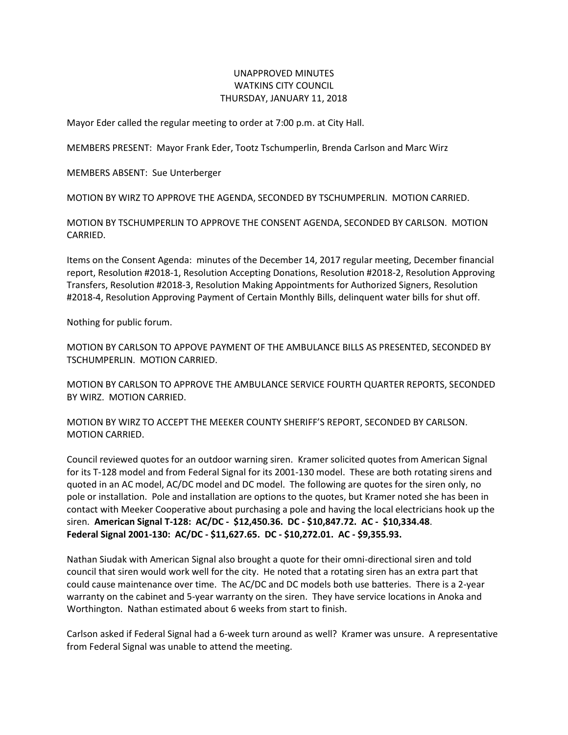UNAPPROVED MINUTES
WATKINS CITY COUNCIL
THURSDAY, JANUARY 11, 2018

Mayor Eder called the regular meeting to order at 7:00 p.m. at City Hall.

MEMBERS PRESENT: Mayor Frank Eder, Tootz Tschumperlin, Brenda Carlson and Marc Wirz

MEMBERS ABSENT: Sue Unterberger

MOTION BY WIRZ TO APPROVE THE AGENDA, SECONDED BY TSCHUMPERLIN. MOTION CARRIED.

MOTION BY TSCHUMPERLIN TO APPROVE THE CONSENT AGENDA, SECONDED BY CARLSON. MOTION CARRIED.

Items on the Consent Agenda: minutes of the December 14, 2017 regular meeting, December financial report, Resolution #2018-1, Resolution Accepting Donations, Resolution #2018-2, Resolution Approving Transfers, Resolution #2018-3, Resolution Making Appointments for Authorized Signers, Resolution #2018-4, Resolution Approving Payment of Certain Monthly Bills, delinquent water bills for shut off.

Nothing for public forum.

MOTION BY CARLSON TO APPOVE PAYMENT OF THE AMBULANCE BILLS AS PRESENTED, SECONDED BY TSCHUMPERLIN. MOTION CARRIED.

MOTION BY CARLSON TO APPROVE THE AMBULANCE SERVICE FOURTH QUARTER REPORTS, SECONDED BY WIRZ. MOTION CARRIED.

MOTION BY WIRZ TO ACCEPT THE MEEKER COUNTY SHERIFF'S REPORT, SECONDED BY CARLSON. MOTION CARRIED.

Council reviewed quotes for an outdoor warning siren. Kramer solicited quotes from American Signal for its T-128 model and from Federal Signal for its 2001-130 model. These are both rotating sirens and quoted in an AC model, AC/DC model and DC model. The following are quotes for the siren only, no pole or installation. Pole and installation are options to the quotes, but Kramer noted she has been in contact with Meeker Cooperative about purchasing a pole and having the local electricians hook up the siren. **American Signal T-128: AC/DC - $12,450.36. DC - $10,847.72. AC - $10,334.48**.
**Federal Signal 2001-130: AC/DC - $11,627.65. DC - $10,272.01. AC - $9,355.93.**

Nathan Siudak with American Signal also brought a quote for their omni-directional siren and told council that siren would work well for the city. He noted that a rotating siren has an extra part that could cause maintenance over time. The AC/DC and DC models both use batteries. There is a 2-year warranty on the cabinet and 5-year warranty on the siren. They have service locations in Anoka and Worthington. Nathan estimated about 6 weeks from start to finish.

Carlson asked if Federal Signal had a 6-week turn around as well? Kramer was unsure. A representative from Federal Signal was unable to attend the meeting.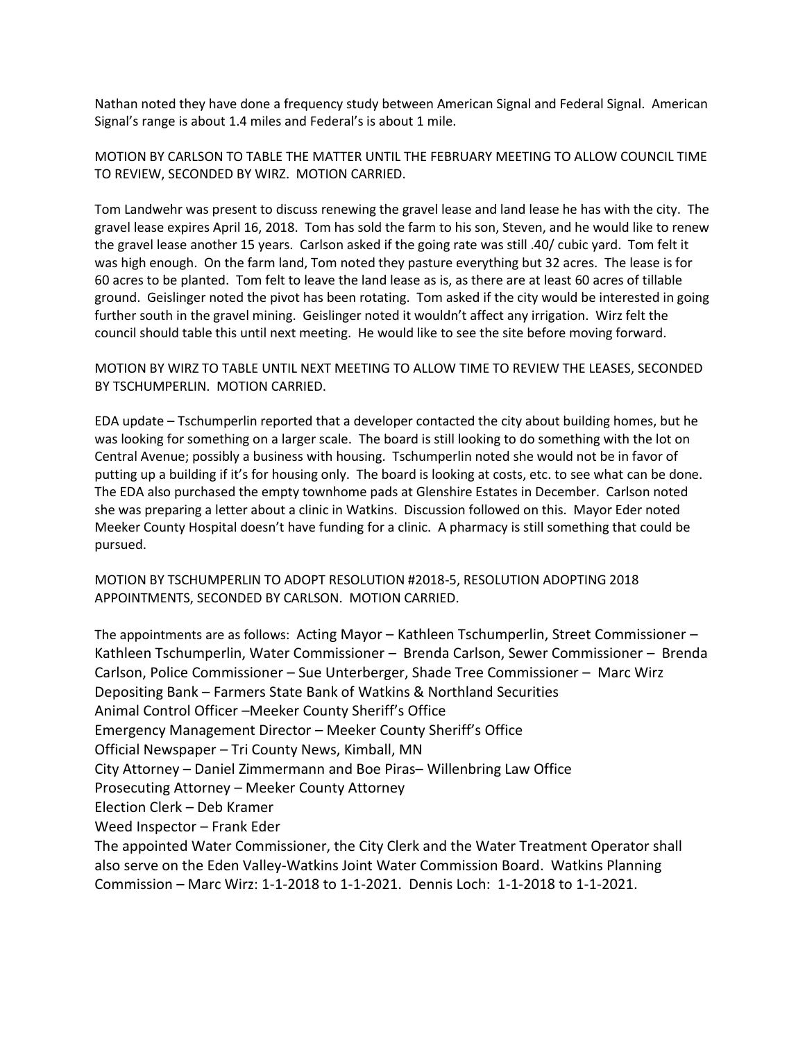Nathan noted they have done a frequency study between American Signal and Federal Signal. American Signal's range is about 1.4 miles and Federal's is about 1 mile.

MOTION BY CARLSON TO TABLE THE MATTER UNTIL THE FEBRUARY MEETING TO ALLOW COUNCIL TIME TO REVIEW, SECONDED BY WIRZ. MOTION CARRIED.

Tom Landwehr was present to discuss renewing the gravel lease and land lease he has with the city. The gravel lease expires April 16, 2018. Tom has sold the farm to his son, Steven, and he would like to renew the gravel lease another 15 years. Carlson asked if the going rate was still .40/ cubic yard. Tom felt it was high enough. On the farm land, Tom noted they pasture everything but 32 acres. The lease is for 60 acres to be planted. Tom felt to leave the land lease as is, as there are at least 60 acres of tillable ground. Geislinger noted the pivot has been rotating. Tom asked if the city would be interested in going further south in the gravel mining. Geislinger noted it wouldn't affect any irrigation. Wirz felt the council should table this until next meeting. He would like to see the site before moving forward.

MOTION BY WIRZ TO TABLE UNTIL NEXT MEETING TO ALLOW TIME TO REVIEW THE LEASES, SECONDED BY TSCHUMPERLIN. MOTION CARRIED.

EDA update – Tschumperlin reported that a developer contacted the city about building homes, but he was looking for something on a larger scale. The board is still looking to do something with the lot on Central Avenue; possibly a business with housing. Tschumperlin noted she would not be in favor of putting up a building if it's for housing only. The board is looking at costs, etc. to see what can be done. The EDA also purchased the empty townhome pads at Glenshire Estates in December. Carlson noted she was preparing a letter about a clinic in Watkins. Discussion followed on this. Mayor Eder noted Meeker County Hospital doesn't have funding for a clinic. A pharmacy is still something that could be pursued.

MOTION BY TSCHUMPERLIN TO ADOPT RESOLUTION #2018-5, RESOLUTION ADOPTING 2018 APPOINTMENTS, SECONDED BY CARLSON. MOTION CARRIED.

The appointments are as follows: Acting Mayor – Kathleen Tschumperlin, Street Commissioner – Kathleen Tschumperlin, Water Commissioner – Brenda Carlson, Sewer Commissioner – Brenda Carlson, Police Commissioner – Sue Unterberger, Shade Tree Commissioner – Marc Wirz
Depositing Bank – Farmers State Bank of Watkins & Northland Securities
Animal Control Officer –Meeker County Sheriff's Office
Emergency Management Director – Meeker County Sheriff's Office
Official Newspaper – Tri County News, Kimball, MN
City Attorney – Daniel Zimmermann and Boe Piras– Willenbring Law Office
Prosecuting Attorney – Meeker County Attorney
Election Clerk – Deb Kramer
Weed Inspector – Frank Eder
The appointed Water Commissioner, the City Clerk and the Water Treatment Operator shall also serve on the Eden Valley-Watkins Joint Water Commission Board. Watkins Planning Commission – Marc Wirz: 1-1-2018 to 1-1-2021. Dennis Loch: 1-1-2018 to 1-1-2021.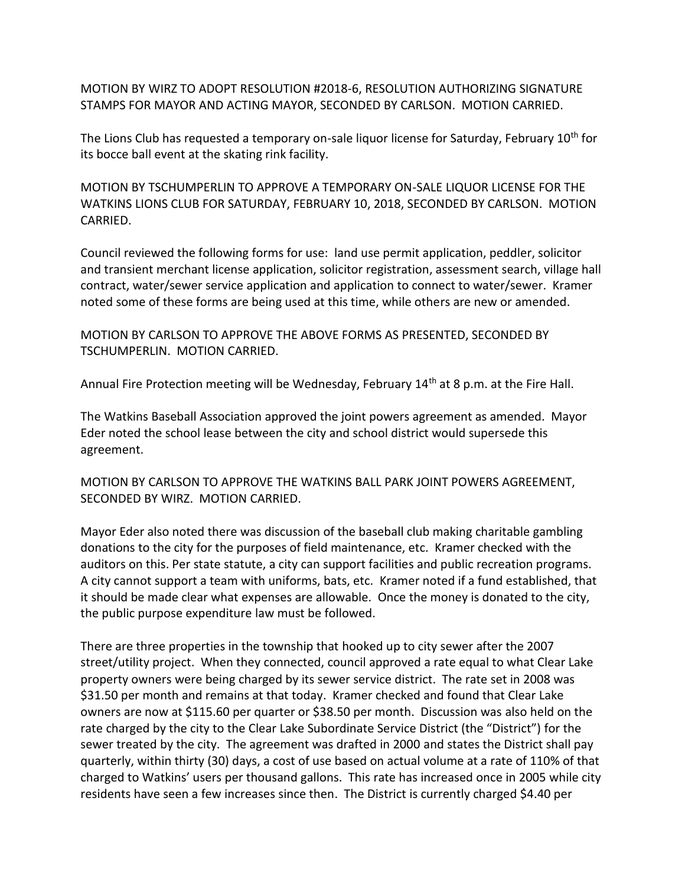MOTION BY WIRZ TO ADOPT RESOLUTION #2018-6, RESOLUTION AUTHORIZING SIGNATURE STAMPS FOR MAYOR AND ACTING MAYOR, SECONDED BY CARLSON. MOTION CARRIED.

The Lions Club has requested a temporary on-sale liquor license for Saturday, February 10th for its bocce ball event at the skating rink facility.

MOTION BY TSCHUMPERLIN TO APPROVE A TEMPORARY ON-SALE LIQUOR LICENSE FOR THE WATKINS LIONS CLUB FOR SATURDAY, FEBRUARY 10, 2018, SECONDED BY CARLSON. MOTION CARRIED.

Council reviewed the following forms for use: land use permit application, peddler, solicitor and transient merchant license application, solicitor registration, assessment search, village hall contract, water/sewer service application and application to connect to water/sewer. Kramer noted some of these forms are being used at this time, while others are new or amended.

MOTION BY CARLSON TO APPROVE THE ABOVE FORMS AS PRESENTED, SECONDED BY TSCHUMPERLIN. MOTION CARRIED.

Annual Fire Protection meeting will be Wednesday, February 14th at 8 p.m. at the Fire Hall.

The Watkins Baseball Association approved the joint powers agreement as amended. Mayor Eder noted the school lease between the city and school district would supersede this agreement.

MOTION BY CARLSON TO APPROVE THE WATKINS BALL PARK JOINT POWERS AGREEMENT, SECONDED BY WIRZ. MOTION CARRIED.

Mayor Eder also noted there was discussion of the baseball club making charitable gambling donations to the city for the purposes of field maintenance, etc. Kramer checked with the auditors on this. Per state statute, a city can support facilities and public recreation programs. A city cannot support a team with uniforms, bats, etc. Kramer noted if a fund established, that it should be made clear what expenses are allowable. Once the money is donated to the city, the public purpose expenditure law must be followed.

There are three properties in the township that hooked up to city sewer after the 2007 street/utility project. When they connected, council approved a rate equal to what Clear Lake property owners were being charged by its sewer service district. The rate set in 2008 was $31.50 per month and remains at that today. Kramer checked and found that Clear Lake owners are now at $115.60 per quarter or $38.50 per month. Discussion was also held on the rate charged by the city to the Clear Lake Subordinate Service District (the "District") for the sewer treated by the city. The agreement was drafted in 2000 and states the District shall pay quarterly, within thirty (30) days, a cost of use based on actual volume at a rate of 110% of that charged to Watkins' users per thousand gallons. This rate has increased once in 2005 while city residents have seen a few increases since then. The District is currently charged $4.40 per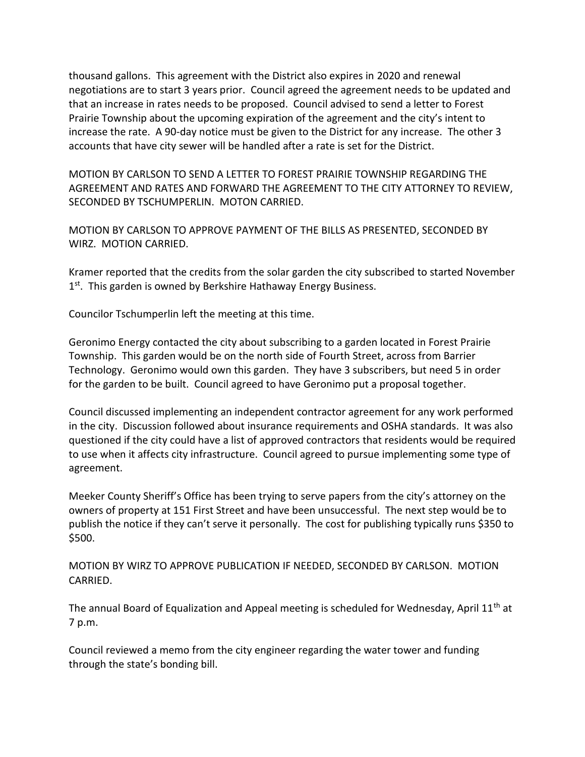thousand gallons. This agreement with the District also expires in 2020 and renewal negotiations are to start 3 years prior. Council agreed the agreement needs to be updated and that an increase in rates needs to be proposed. Council advised to send a letter to Forest Prairie Township about the upcoming expiration of the agreement and the city's intent to increase the rate. A 90-day notice must be given to the District for any increase. The other 3 accounts that have city sewer will be handled after a rate is set for the District.

MOTION BY CARLSON TO SEND A LETTER TO FOREST PRAIRIE TOWNSHIP REGARDING THE AGREEMENT AND RATES AND FORWARD THE AGREEMENT TO THE CITY ATTORNEY TO REVIEW, SECONDED BY TSCHUMPERLIN. MOTON CARRIED.

MOTION BY CARLSON TO APPROVE PAYMENT OF THE BILLS AS PRESENTED, SECONDED BY WIRZ. MOTION CARRIED.

Kramer reported that the credits from the solar garden the city subscribed to started November 1st. This garden is owned by Berkshire Hathaway Energy Business.

Councilor Tschumperlin left the meeting at this time.

Geronimo Energy contacted the city about subscribing to a garden located in Forest Prairie Township. This garden would be on the north side of Fourth Street, across from Barrier Technology. Geronimo would own this garden. They have 3 subscribers, but need 5 in order for the garden to be built. Council agreed to have Geronimo put a proposal together.

Council discussed implementing an independent contractor agreement for any work performed in the city. Discussion followed about insurance requirements and OSHA standards. It was also questioned if the city could have a list of approved contractors that residents would be required to use when it affects city infrastructure. Council agreed to pursue implementing some type of agreement.

Meeker County Sheriff's Office has been trying to serve papers from the city's attorney on the owners of property at 151 First Street and have been unsuccessful. The next step would be to publish the notice if they can't serve it personally. The cost for publishing typically runs $350 to $500.

MOTION BY WIRZ TO APPROVE PUBLICATION IF NEEDED, SECONDED BY CARLSON. MOTION CARRIED.

The annual Board of Equalization and Appeal meeting is scheduled for Wednesday, April 11th at 7 p.m.

Council reviewed a memo from the city engineer regarding the water tower and funding through the state's bonding bill.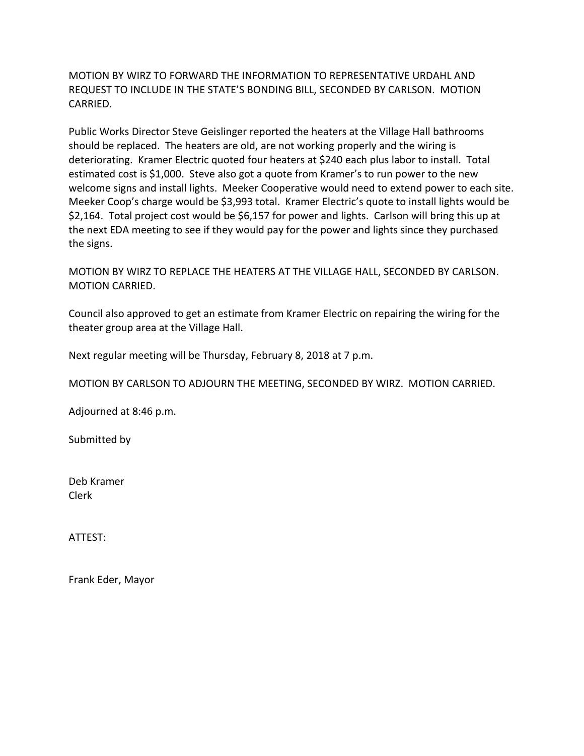MOTION BY WIRZ TO FORWARD THE INFORMATION TO REPRESENTATIVE URDAHL AND REQUEST TO INCLUDE IN THE STATE'S BONDING BILL, SECONDED BY CARLSON. MOTION CARRIED.

Public Works Director Steve Geislinger reported the heaters at the Village Hall bathrooms should be replaced. The heaters are old, are not working properly and the wiring is deteriorating. Kramer Electric quoted four heaters at $240 each plus labor to install. Total estimated cost is $1,000. Steve also got a quote from Kramer's to run power to the new welcome signs and install lights. Meeker Cooperative would need to extend power to each site. Meeker Coop's charge would be $3,993 total. Kramer Electric's quote to install lights would be $2,164. Total project cost would be $6,157 for power and lights. Carlson will bring this up at the next EDA meeting to see if they would pay for the power and lights since they purchased the signs.

MOTION BY WIRZ TO REPLACE THE HEATERS AT THE VILLAGE HALL, SECONDED BY CARLSON. MOTION CARRIED.

Council also approved to get an estimate from Kramer Electric on repairing the wiring for the theater group area at the Village Hall.

Next regular meeting will be Thursday, February 8, 2018 at 7 p.m.

MOTION BY CARLSON TO ADJOURN THE MEETING, SECONDED BY WIRZ. MOTION CARRIED.

Adjourned at 8:46 p.m.

Submitted by

Deb Kramer
Clerk

ATTEST:

Frank Eder, Mayor